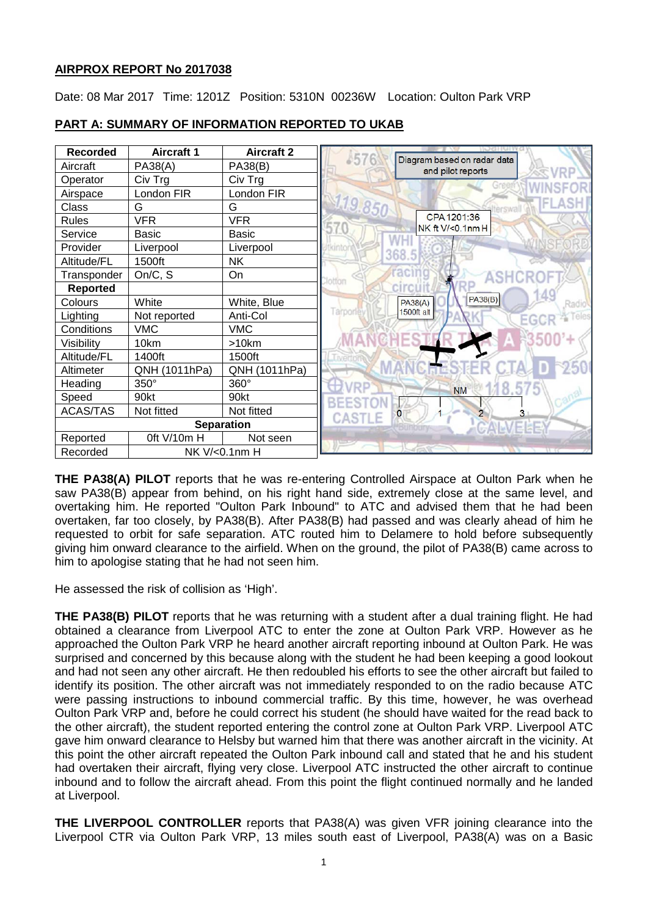**AIRPROX REPORT No 2017038**

Date: 08 Mar 2017 Time: 1201Z Position: 5310N 00236W Location: Oulton Park VRP

**PART A: SUMMARY OF INFORMATION REPORTED TO UKAB**

| Recorded | Aircraft 1 | Aircraft 2 |
|---|---|---|
| Aircraft | PA38(A) | PA38(B) |
| Operator | Civ Trg | Civ Trg |
| Airspace | London FIR | London FIR |
| Class | G | G |
| Rules | VFR | VFR |
| Service | Basic | Basic |
| Provider | Liverpool | Liverpool |
| Altitude/FL | 1500ft | NK |
| Transponder | On/C, S | On |
| **Reported** | | |
| Colours | White | White, Blue |
| Lighting | Not reported | Anti-Col |
| Conditions | VMC | VMC |
| Visibility | 10km | >10km |
| Altitude/FL | 1400ft | 1500ft |
| Altimeter | QNH (1011hPa) | QNH (1011hPa) |
| Heading | 350° | 360° |
| Speed | 90kt | 90kt |
| ACAS/TAS | Not fitted | Not fitted |
| **Separation** | | |
| Reported | 0ft V/10m H | Not seen |
| Recorded | NK V/<0.1nm H | |

Diagram based on radar data and pilot reports

**THE PA38(A) PILOT** reports that he was re-entering Controlled Airspace at Oulton Park when he saw PA38(B) appear from behind, on his right hand side, extremely close at the same level, and overtaking him. He reported "Oulton Park Inbound" to ATC and advised them that he had been overtaken, far too closely, by PA38(B). After PA38(B) had passed and was clearly ahead of him he requested to orbit for safe separation. ATC routed him to Delamere to hold before subsequently giving him onward clearance to the airfield. When on the ground, the pilot of PA38(B) came across to him to apologise stating that he had not seen him.

He assessed the risk of collision as 'High'.

**THE PA38(B) PILOT** reports that he was returning with a student after a dual training flight. He had obtained a clearance from Liverpool ATC to enter the zone at Oulton Park VRP. However as he approached the Oulton Park VRP he heard another aircraft reporting inbound at Oulton Park. He was surprised and concerned by this because along with the student he had been keeping a good lookout and had not seen any other aircraft. He then redoubled his efforts to see the other aircraft but failed to identify its position. The other aircraft was not immediately responded to on the radio because ATC were passing instructions to inbound commercial traffic. By this time, however, he was overhead Oulton Park VRP and, before he could correct his student (he should have waited for the read back to the other aircraft), the student reported entering the control zone at Oulton Park VRP. Liverpool ATC gave him onward clearance to Helsby but warned him that there was another aircraft in the vicinity. At this point the other aircraft repeated the Oulton Park inbound call and stated that he and his student had overtaken their aircraft, flying very close. Liverpool ATC instructed the other aircraft to continue inbound and to follow the aircraft ahead. From this point the flight continued normally and he landed at Liverpool.

**THE LIVERPOOL CONTROLLER** reports that PA38(A) was given VFR joining clearance into the Liverpool CTR via Oulton Park VRP, 13 miles south east of Liverpool, PA38(A) was on a Basic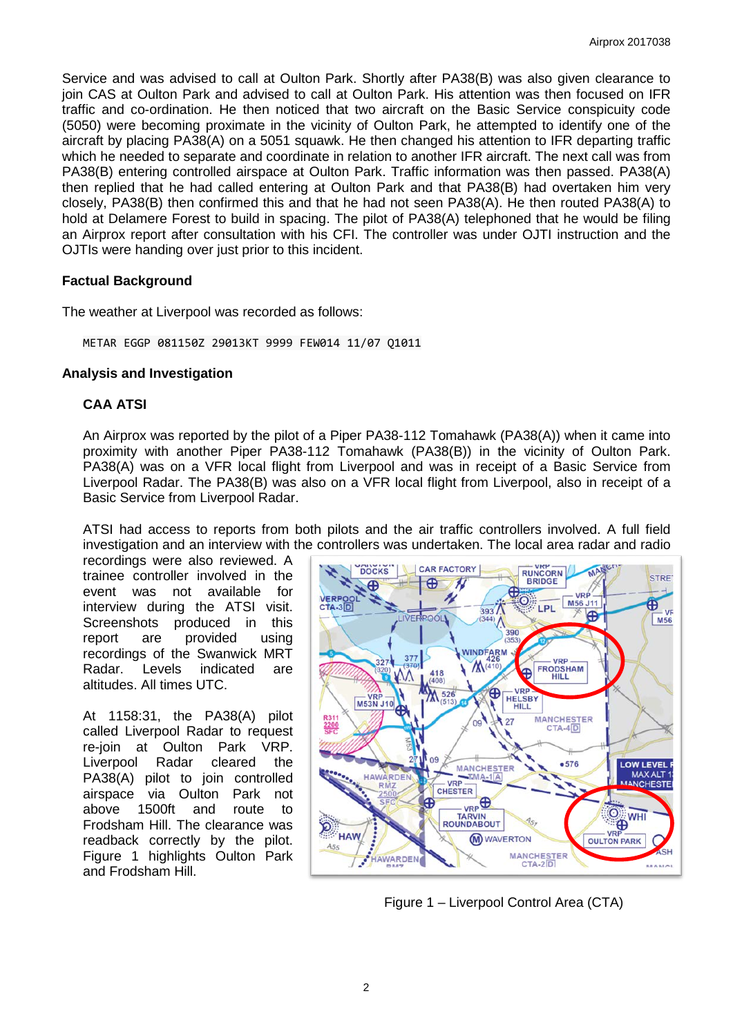Service and was advised to call at Oulton Park. Shortly after PA38(B) was also given clearance to join CAS at Oulton Park and advised to call at Oulton Park. His attention was then focused on IFR traffic and co-ordination. He then noticed that two aircraft on the Basic Service conspicuity code (5050) were becoming proximate in the vicinity of Oulton Park, he attempted to identify one of the aircraft by placing PA38(A) on a 5051 squawk. He then changed his attention to IFR departing traffic which he needed to separate and coordinate in relation to another IFR aircraft. The next call was from PA38(B) entering controlled airspace at Oulton Park. Traffic information was then passed. PA38(A) then replied that he had called entering at Oulton Park and that PA38(B) had overtaken him very closely, PA38(B) then confirmed this and that he had not seen PA38(A). He then routed PA38(A) to hold at Delamere Forest to build in spacing. The pilot of PA38(A) telephoned that he would be filing an Airprox report after consultation with his CFI. The controller was under OJTI instruction and the OJTIs were handing over just prior to this incident.

## Factual Background

The weather at Liverpool was recorded as follows:

```
METAR EGGP 081150Z 29013KT 9999 FEW014 11/07 Q1011
```

## Analysis and Investigation

### CAA ATSI

An Airprox was reported by the pilot of a Piper PA38-112 Tomahawk (PA38(A)) when it came into proximity with another Piper PA38-112 Tomahawk (PA38(B)) in the vicinity of Oulton Park. PA38(A) was on a VFR local flight from Liverpool and was in receipt of a Basic Service from Liverpool Radar. The PA38(B) was also on a VFR local flight from Liverpool, also in receipt of a Basic Service from Liverpool Radar.

ATSI had access to reports from both pilots and the air traffic controllers involved. A full field investigation and an interview with the controllers was undertaken. The local area radar and radio recordings were also reviewed. A trainee controller involved in the event was not available for interview during the ATSI visit. Screenshots produced in this report are provided using recordings of the Swanwick MRT Radar. Levels indicated are altitudes. All times UTC.

At 1158:31, the PA38(A) pilot called Liverpool Radar to request re-join at Oulton Park VRP. Liverpool Radar cleared the PA38(A) pilot to join controlled airspace via Oulton Park not above 1500ft and route to Frodsham Hill. The clearance was readback correctly by the pilot. Figure 1 highlights Oulton Park and Frodsham Hill.

Figure 1 – Liverpool Control Area (CTA)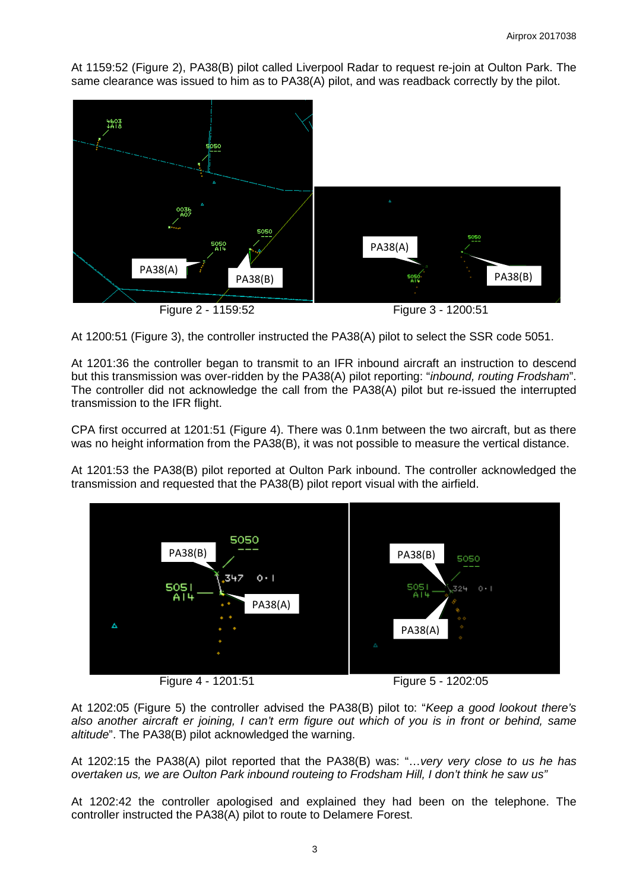At 1159:52 (Figure 2), PA38(B) pilot called Liverpool Radar to request re-join at Oulton Park. The same clearance was issued to him as to PA38(A) pilot, and was readback correctly by the pilot.

Figure 2 - 1159:52

Figure 3 - 1200:51

At 1200:51 (Figure 3), the controller instructed the PA38(A) pilot to select the SSR code 5051.

At 1201:36 the controller began to transmit to an IFR inbound aircraft an instruction to descend but this transmission was over-ridden by the PA38(A) pilot reporting: "*inbound, routing Frodsham*". The controller did not acknowledge the call from the PA38(A) pilot but re-issued the interrupted transmission to the IFR flight.

CPA first occurred at 1201:51 (Figure 4). There was 0.1nm between the two aircraft, but as there was no height information from the PA38(B), it was not possible to measure the vertical distance.

At 1201:53 the PA38(B) pilot reported at Oulton Park inbound. The controller acknowledged the transmission and requested that the PA38(B) pilot report visual with the airfield.

Figure 4 - 1201:51

Figure 5 - 1202:05

At 1202:05 (Figure 5) the controller advised the PA38(B) pilot to: "*Keep a good lookout there's also another aircraft er joining, I can't erm figure out which of you is in front or behind, same altitude*". The PA38(B) pilot acknowledged the warning.

At 1202:15 the PA38(A) pilot reported that the PA38(B) was: "*…very very close to us he has overtaken us, we are Oulton Park inbound routeing to Frodsham Hill, I don't think he saw us"*

At 1202:42 the controller apologised and explained they had been on the telephone. The controller instructed the PA38(A) pilot to route to Delamere Forest.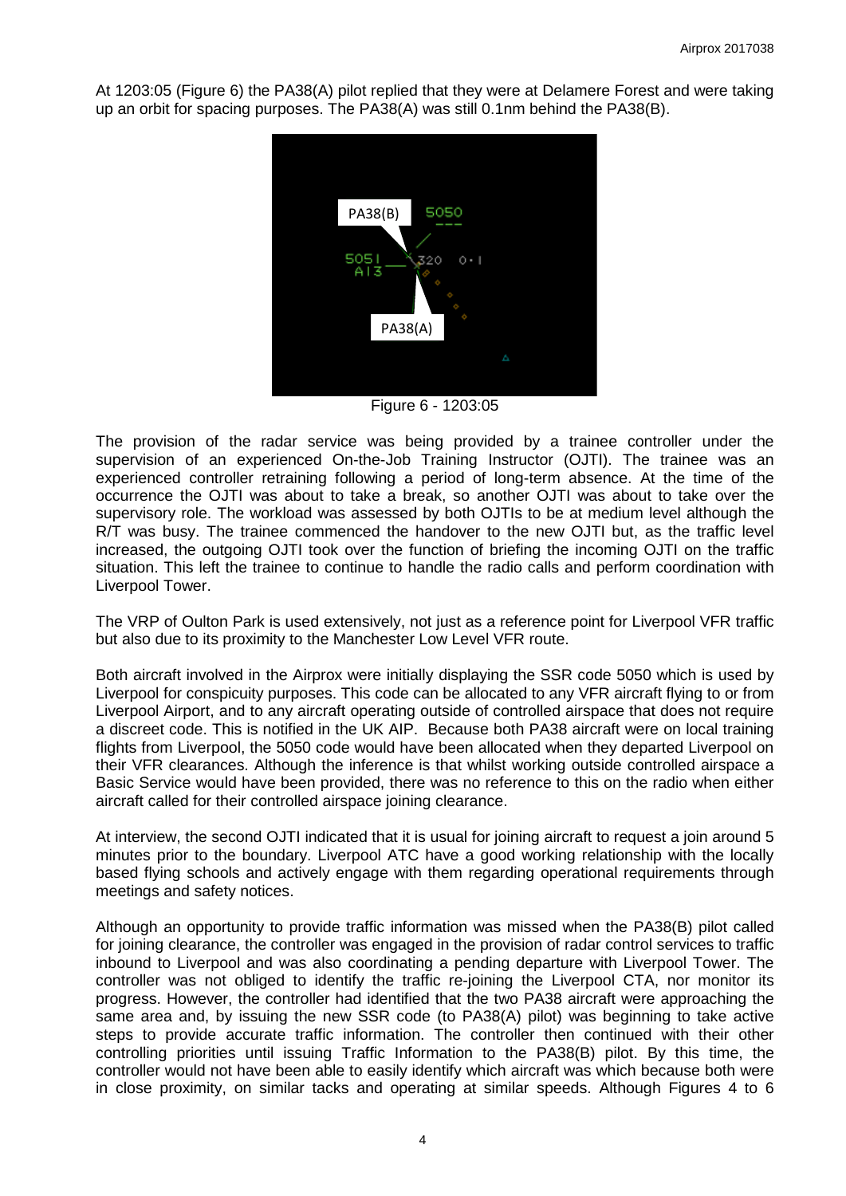At 1203:05 (Figure 6) the PA38(A) pilot replied that they were at Delamere Forest and were taking up an orbit for spacing purposes. The PA38(A) was still 0.1nm behind the PA38(B).

Figure 6 - 1203:05

The provision of the radar service was being provided by a trainee controller under the supervision of an experienced On-the-Job Training Instructor (OJTI). The trainee was an experienced controller retraining following a period of long-term absence. At the time of the occurrence the OJTI was about to take a break, so another OJTI was about to take over the supervisory role. The workload was assessed by both OJTIs to be at medium level although the R/T was busy. The trainee commenced the handover to the new OJTI but, as the traffic level increased, the outgoing OJTI took over the function of briefing the incoming OJTI on the traffic situation. This left the trainee to continue to handle the radio calls and perform coordination with Liverpool Tower.

The VRP of Oulton Park is used extensively, not just as a reference point for Liverpool VFR traffic but also due to its proximity to the Manchester Low Level VFR route.

Both aircraft involved in the Airprox were initially displaying the SSR code 5050 which is used by Liverpool for conspicuity purposes. This code can be allocated to any VFR aircraft flying to or from Liverpool Airport, and to any aircraft operating outside of controlled airspace that does not require a discreet code. This is notified in the UK AIP. Because both PA38 aircraft were on local training flights from Liverpool, the 5050 code would have been allocated when they departed Liverpool on their VFR clearances. Although the inference is that whilst working outside controlled airspace a Basic Service would have been provided, there was no reference to this on the radio when either aircraft called for their controlled airspace joining clearance.

At interview, the second OJTI indicated that it is usual for joining aircraft to request a join around 5 minutes prior to the boundary. Liverpool ATC have a good working relationship with the locally based flying schools and actively engage with them regarding operational requirements through meetings and safety notices.

Although an opportunity to provide traffic information was missed when the PA38(B) pilot called for joining clearance, the controller was engaged in the provision of radar control services to traffic inbound to Liverpool and was also coordinating a pending departure with Liverpool Tower. The controller was not obliged to identify the traffic re-joining the Liverpool CTA, nor monitor its progress. However, the controller had identified that the two PA38 aircraft were approaching the same area and, by issuing the new SSR code (to PA38(A) pilot) was beginning to take active steps to provide accurate traffic information. The controller then continued with their other controlling priorities until issuing Traffic Information to the PA38(B) pilot. By this time, the controller would not have been able to easily identify which aircraft was which because both were in close proximity, on similar tacks and operating at similar speeds. Although Figures 4 to 6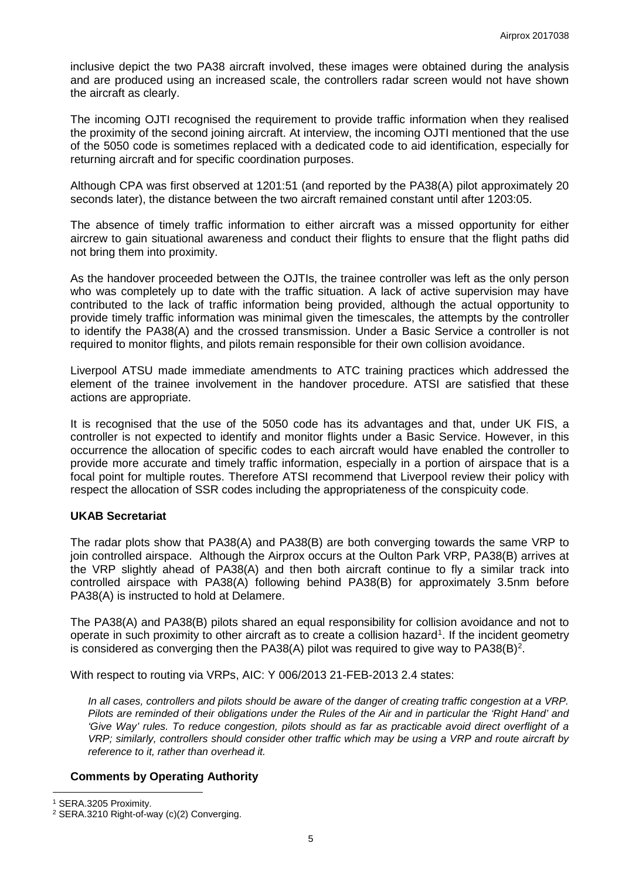inclusive depict the two PA38 aircraft involved, these images were obtained during the analysis and are produced using an increased scale, the controllers radar screen would not have shown the aircraft as clearly.

The incoming OJTI recognised the requirement to provide traffic information when they realised the proximity of the second joining aircraft. At interview, the incoming OJTI mentioned that the use of the 5050 code is sometimes replaced with a dedicated code to aid identification, especially for returning aircraft and for specific coordination purposes.

Although CPA was first observed at 1201:51 (and reported by the PA38(A) pilot approximately 20 seconds later), the distance between the two aircraft remained constant until after 1203:05.

The absence of timely traffic information to either aircraft was a missed opportunity for either aircrew to gain situational awareness and conduct their flights to ensure that the flight paths did not bring them into proximity.

As the handover proceeded between the OJTIs, the trainee controller was left as the only person who was completely up to date with the traffic situation. A lack of active supervision may have contributed to the lack of traffic information being provided, although the actual opportunity to provide timely traffic information was minimal given the timescales, the attempts by the controller to identify the PA38(A) and the crossed transmission. Under a Basic Service a controller is not required to monitor flights, and pilots remain responsible for their own collision avoidance.

Liverpool ATSU made immediate amendments to ATC training practices which addressed the element of the trainee involvement in the handover procedure. ATSI are satisfied that these actions are appropriate.

It is recognised that the use of the 5050 code has its advantages and that, under UK FIS, a controller is not expected to identify and monitor flights under a Basic Service. However, in this occurrence the allocation of specific codes to each aircraft would have enabled the controller to provide more accurate and timely traffic information, especially in a portion of airspace that is a focal point for multiple routes. Therefore ATSI recommend that Liverpool review their policy with respect the allocation of SSR codes including the appropriateness of the conspicuity code.

### UKAB Secretariat

The radar plots show that PA38(A) and PA38(B) are both converging towards the same VRP to join controlled airspace. Although the Airprox occurs at the Oulton Park VRP, PA38(B) arrives at the VRP slightly ahead of PA38(A) and then both aircraft continue to fly a similar track into controlled airspace with PA38(A) following behind PA38(B) for approximately 3.5nm before PA38(A) is instructed to hold at Delamere.

The PA38(A) and PA38(B) pilots shared an equal responsibility for collision avoidance and not to operate in such proximity to other aircraft as to create a collision hazard[1]. If the incident geometry is considered as converging then the PA38(A) pilot was required to give way to PA38(B)[2].

With respect to routing via VRPs, AIC: Y 006/2013 21-FEB-2013 2.4 states:

> *In all cases, controllers and pilots should be aware of the danger of creating traffic congestion at a VRP. Pilots are reminded of their obligations under the Rules of the Air and in particular the 'Right Hand' and 'Give Way' rules. To reduce congestion, pilots should as far as practicable avoid direct overflight of a VRP; similarly, controllers should consider other traffic which may be using a VRP and route aircraft by reference to it, rather than overhead it.*

### Comments by Operating Authority

---

[1] SERA.3205 Proximity.

[2] SERA.3210 Right-of-way (c)(2) Converging.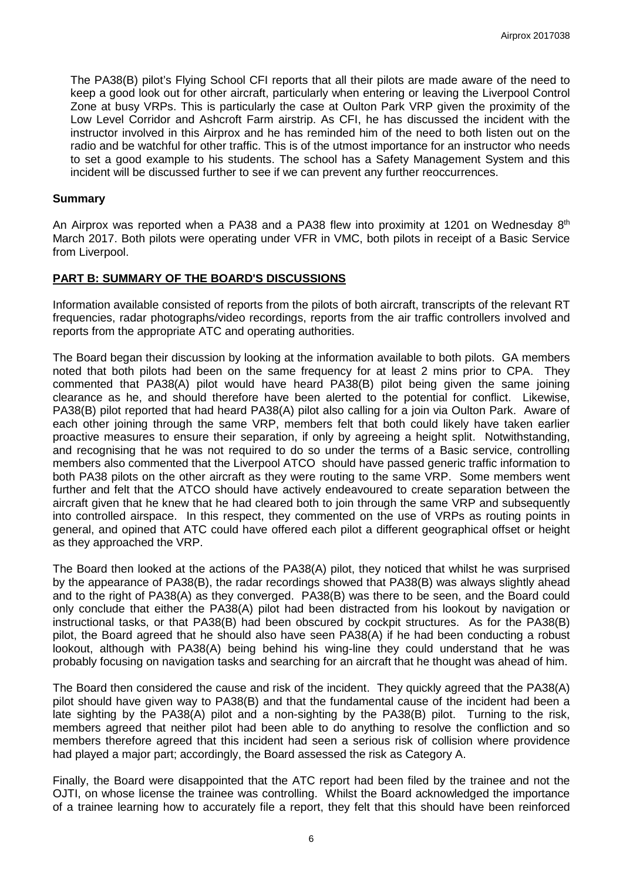The PA38(B) pilot's Flying School CFI reports that all their pilots are made aware of the need to keep a good look out for other aircraft, particularly when entering or leaving the Liverpool Control Zone at busy VRPs. This is particularly the case at Oulton Park VRP given the proximity of the Low Level Corridor and Ashcroft Farm airstrip. As CFI, he has discussed the incident with the instructor involved in this Airprox and he has reminded him of the need to both listen out on the radio and be watchful for other traffic. This is of the utmost importance for an instructor who needs to set a good example to his students. The school has a Safety Management System and this incident will be discussed further to see if we can prevent any further reoccurrences.

## Summary

An Airprox was reported when a PA38 and a PA38 flew into proximity at 1201 on Wednesday 8th March 2017. Both pilots were operating under VFR in VMC, both pilots in receipt of a Basic Service from Liverpool.

## PART B: SUMMARY OF THE BOARD'S DISCUSSIONS

Information available consisted of reports from the pilots of both aircraft, transcripts of the relevant RT frequencies, radar photographs/video recordings, reports from the air traffic controllers involved and reports from the appropriate ATC and operating authorities.

The Board began their discussion by looking at the information available to both pilots. GA members noted that both pilots had been on the same frequency for at least 2 mins prior to CPA. They commented that PA38(A) pilot would have heard PA38(B) pilot being given the same joining clearance as he, and should therefore have been alerted to the potential for conflict. Likewise, PA38(B) pilot reported that had heard PA38(A) pilot also calling for a join via Oulton Park. Aware of each other joining through the same VRP, members felt that both could likely have taken earlier proactive measures to ensure their separation, if only by agreeing a height split. Notwithstanding, and recognising that he was not required to do so under the terms of a Basic service, controlling members also commented that the Liverpool ATCO should have passed generic traffic information to both PA38 pilots on the other aircraft as they were routing to the same VRP. Some members went further and felt that the ATCO should have actively endeavoured to create separation between the aircraft given that he knew that he had cleared both to join through the same VRP and subsequently into controlled airspace. In this respect, they commented on the use of VRPs as routing points in general, and opined that ATC could have offered each pilot a different geographical offset or height as they approached the VRP.

The Board then looked at the actions of the PA38(A) pilot, they noticed that whilst he was surprised by the appearance of PA38(B), the radar recordings showed that PA38(B) was always slightly ahead and to the right of PA38(A) as they converged. PA38(B) was there to be seen, and the Board could only conclude that either the PA38(A) pilot had been distracted from his lookout by navigation or instructional tasks, or that PA38(B) had been obscured by cockpit structures. As for the PA38(B) pilot, the Board agreed that he should also have seen PA38(A) if he had been conducting a robust lookout, although with PA38(A) being behind his wing-line they could understand that he was probably focusing on navigation tasks and searching for an aircraft that he thought was ahead of him.

The Board then considered the cause and risk of the incident. They quickly agreed that the PA38(A) pilot should have given way to PA38(B) and that the fundamental cause of the incident had been a late sighting by the PA38(A) pilot and a non-sighting by the PA38(B) pilot. Turning to the risk, members agreed that neither pilot had been able to do anything to resolve the confliction and so members therefore agreed that this incident had seen a serious risk of collision where providence had played a major part; accordingly, the Board assessed the risk as Category A.

Finally, the Board were disappointed that the ATC report had been filed by the trainee and not the OJTI, on whose license the trainee was controlling. Whilst the Board acknowledged the importance of a trainee learning how to accurately file a report, they felt that this should have been reinforced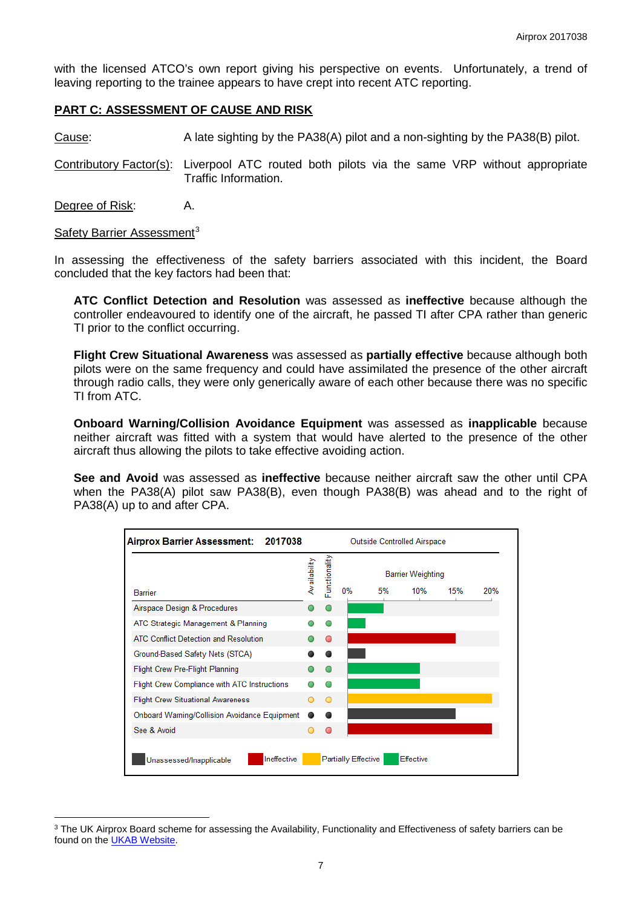with the licensed ATCO's own report giving his perspective on events. Unfortunately, a trend of leaving reporting to the trainee appears to have crept into recent ATC reporting.

## PART C: ASSESSMENT OF CAUSE AND RISK

Cause: A late sighting by the PA38(A) pilot and a non-sighting by the PA38(B) pilot.

Contributory Factor(s): Liverpool ATC routed both pilots via the same VRP without appropriate Traffic Information.

Degree of Risk: A.

Safety Barrier Assessment[3]

In assessing the effectiveness of the safety barriers associated with this incident, the Board concluded that the key factors had been that:

**ATC Conflict Detection and Resolution** was assessed as **ineffective** because although the controller endeavoured to identify one of the aircraft, he passed TI after CPA rather than generic TI prior to the conflict occurring.

**Flight Crew Situational Awareness** was assessed as **partially effective** because although both pilots were on the same frequency and could have assimilated the presence of the other aircraft through radio calls, they were only generically aware of each other because there was no specific TI from ATC.

**Onboard Warning/Collision Avoidance Equipment** was assessed as **inapplicable** because neither aircraft was fitted with a system that would have alerted to the presence of the other aircraft thus allowing the pilots to take effective avoiding action.

**See and Avoid** was assessed as **ineffective** because neither aircraft saw the other until CPA when the PA38(A) pilot saw PA38(B), even though PA38(B) was ahead and to the right of PA38(A) up to and after CPA.

Airprox Barrier Assessment: 2017038
Outside Controlled Airspace

Barrier
Availability
Functionality
Barrier Weighting
0% 5% 10% 15% 20%

Airspace Design & Procedures
ATC Strategic Management & Planning
ATC Conflict Detection and Resolution
Ground-Based Safety Nets (STCA)
Flight Crew Pre-Flight Planning
Flight Crew Compliance with ATC Instructions
Flight Crew Situational Awareness
Onboard Warning/Collision Avoidance Equipment
See & Avoid

Unassessed/Inapplicable
Ineffective
Partially Effective
Effective

---

[3] The UK Airprox Board scheme for assessing the Availability, Functionality and Effectiveness of safety barriers can be found on the UKAB Website.